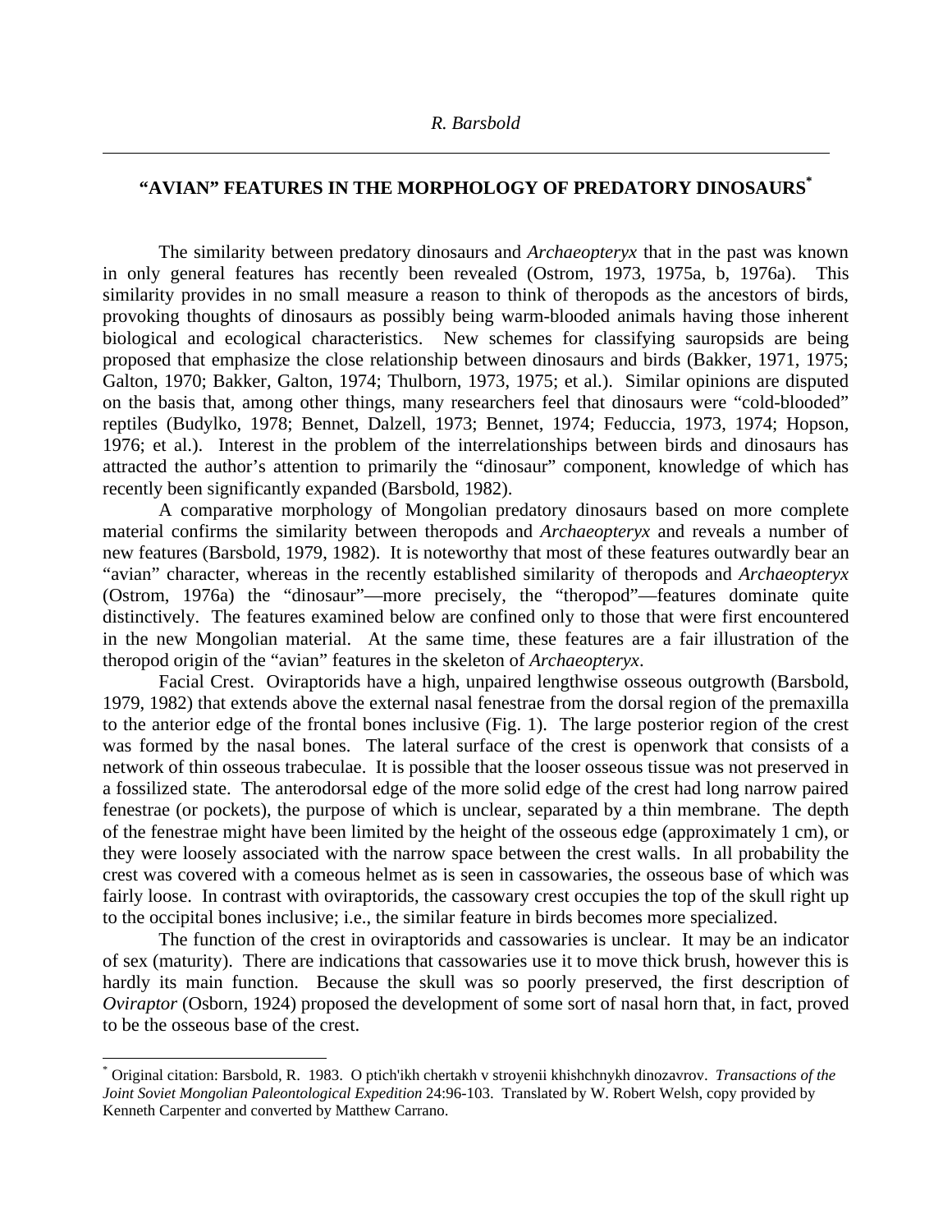*R. Barsbold*

## "AVIAN" FEATURES IN THE MORPHOLOGY OF PREDATORY DINOSAURS[*]

The similarity between predatory dinosaurs and *Archaeopteryx* that in the past was known in only general features has recently been revealed (Ostrom, 1973, 1975a, b, 1976a). This similarity provides in no small measure a reason to think of theropods as the ancestors of birds, provoking thoughts of dinosaurs as possibly being warm-blooded animals having those inherent biological and ecological characteristics. New schemes for classifying sauropsids are being proposed that emphasize the close relationship between dinosaurs and birds (Bakker, 1971, 1975; Galton, 1970; Bakker, Galton, 1974; Thulborn, 1973, 1975; et al.). Similar opinions are disputed on the basis that, among other things, many researchers feel that dinosaurs were "cold-blooded" reptiles (Budylko, 1978; Bennet, Dalzell, 1973; Bennet, 1974; Feduccia, 1973, 1974; Hopson, 1976; et al.). Interest in the problem of the interrelationships between birds and dinosaurs has attracted the author's attention to primarily the "dinosaur" component, knowledge of which has recently been significantly expanded (Barsbold, 1982).

A comparative morphology of Mongolian predatory dinosaurs based on more complete material confirms the similarity between theropods and *Archaeopteryx* and reveals a number of new features (Barsbold, 1979, 1982). It is noteworthy that most of these features outwardly bear an "avian" character, whereas in the recently established similarity of theropods and *Archaeopteryx* (Ostrom, 1976a) the "dinosaur"—more precisely, the "theropod"—features dominate quite distinctively. The features examined below are confined only to those that were first encountered in the new Mongolian material. At the same time, these features are a fair illustration of the theropod origin of the "avian" features in the skeleton of *Archaeopteryx*.

Facial Crest. Oviraptorids have a high, unpaired lengthwise osseous outgrowth (Barsbold, 1979, 1982) that extends above the external nasal fenestrae from the dorsal region of the premaxilla to the anterior edge of the frontal bones inclusive (Fig. 1). The large posterior region of the crest was formed by the nasal bones. The lateral surface of the crest is openwork that consists of a network of thin osseous trabeculae. It is possible that the looser osseous tissue was not preserved in a fossilized state. The anterodorsal edge of the more solid edge of the crest had long narrow paired fenestrae (or pockets), the purpose of which is unclear, separated by a thin membrane. The depth of the fenestrae might have been limited by the height of the osseous edge (approximately 1 cm), or they were loosely associated with the narrow space between the crest walls. In all probability the crest was covered with a comeous helmet as is seen in cassowaries, the osseous base of which was fairly loose. In contrast with oviraptorids, the cassowary crest occupies the top of the skull right up to the occipital bones inclusive; i.e., the similar feature in birds becomes more specialized.

The function of the crest in oviraptorids and cassowaries is unclear. It may be an indicator of sex (maturity). There are indications that cassowaries use it to move thick brush, however this is hardly its main function. Because the skull was so poorly preserved, the first description of *Oviraptor* (Osborn, 1924) proposed the development of some sort of nasal horn that, in fact, proved to be the osseous base of the crest.

---

[*] Original citation: Barsbold, R. 1983. O ptich'ikh chertakh v stroyenii khishchnykh dinozavrov. *Transactions of the Joint Soviet Mongolian Paleontological Expedition* 24:96-103. Translated by W. Robert Welsh, copy provided by Kenneth Carpenter and converted by Matthew Carrano.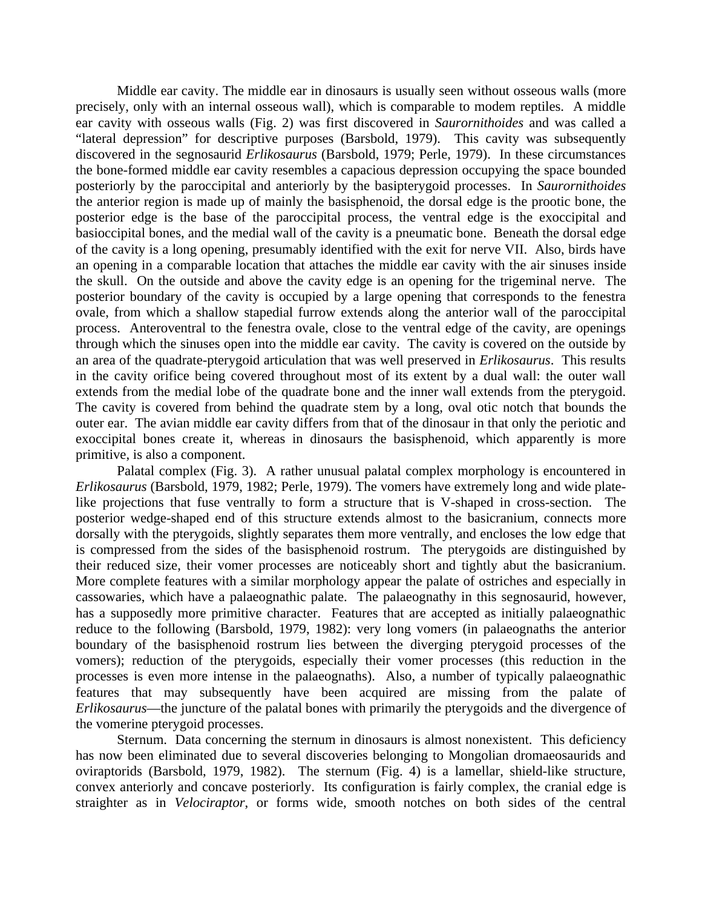Middle ear cavity. The middle ear in dinosaurs is usually seen without osseous walls (more precisely, only with an internal osseous wall), which is comparable to modem reptiles. A middle ear cavity with osseous walls (Fig. 2) was first discovered in *Saurornithoides* and was called a "lateral depression" for descriptive purposes (Barsbold, 1979). This cavity was subsequently discovered in the segnosaurid *Erlikosaurus* (Barsbold, 1979; Perle, 1979). In these circumstances the bone-formed middle ear cavity resembles a capacious depression occupying the space bounded posteriorly by the paroccipital and anteriorly by the basipterygoid processes. In *Saurornithoides* the anterior region is made up of mainly the basisphenoid, the dorsal edge is the prootic bone, the posterior edge is the base of the paroccipital process, the ventral edge is the exoccipital and basioccipital bones, and the medial wall of the cavity is a pneumatic bone. Beneath the dorsal edge of the cavity is a long opening, presumably identified with the exit for nerve VII. Also, birds have an opening in a comparable location that attaches the middle ear cavity with the air sinuses inside the skull. On the outside and above the cavity edge is an opening for the trigeminal nerve. The posterior boundary of the cavity is occupied by a large opening that corresponds to the fenestra ovale, from which a shallow stapedial furrow extends along the anterior wall of the paroccipital process. Anteroventral to the fenestra ovale, close to the ventral edge of the cavity, are openings through which the sinuses open into the middle ear cavity. The cavity is covered on the outside by an area of the quadrate-pterygoid articulation that was well preserved in *Erlikosaurus*. This results in the cavity orifice being covered throughout most of its extent by a dual wall: the outer wall extends from the medial lobe of the quadrate bone and the inner wall extends from the pterygoid. The cavity is covered from behind the quadrate stem by a long, oval otic notch that bounds the outer ear. The avian middle ear cavity differs from that of the dinosaur in that only the periotic and exoccipital bones create it, whereas in dinosaurs the basisphenoid, which apparently is more primitive, is also a component.

Palatal complex (Fig. 3). A rather unusual palatal complex morphology is encountered in *Erlikosaurus* (Barsbold, 1979, 1982; Perle, 1979). The vomers have extremely long and wide plate-like projections that fuse ventrally to form a structure that is V-shaped in cross-section. The posterior wedge-shaped end of this structure extends almost to the basicranium, connects more dorsally with the pterygoids, slightly separates them more ventrally, and encloses the low edge that is compressed from the sides of the basisphenoid rostrum. The pterygoids are distinguished by their reduced size, their vomer processes are noticeably short and tightly abut the basicranium. More complete features with a similar morphology appear the palate of ostriches and especially in cassowaries, which have a palaeognathic palate. The palaeognathy in this segnosaurid, however, has a supposedly more primitive character. Features that are accepted as initially palaeognathic reduce to the following (Barsbold, 1979, 1982): very long vomers (in palaeognaths the anterior boundary of the basisphenoid rostrum lies between the diverging pterygoid processes of the vomers); reduction of the pterygoids, especially their vomer processes (this reduction in the processes is even more intense in the palaeognaths). Also, a number of typically palaeognathic features that may subsequently have been acquired are missing from the palate of *Erlikosaurus*—the juncture of the palatal bones with primarily the pterygoids and the divergence of the vomerine pterygoid processes.

Sternum. Data concerning the sternum in dinosaurs is almost nonexistent. This deficiency has now been eliminated due to several discoveries belonging to Mongolian dromaeosaurids and oviraptorids (Barsbold, 1979, 1982). The sternum (Fig. 4) is a lamellar, shield-like structure, convex anteriorly and concave posteriorly. Its configuration is fairly complex, the cranial edge is straighter as in *Velociraptor*, or forms wide, smooth notches on both sides of the central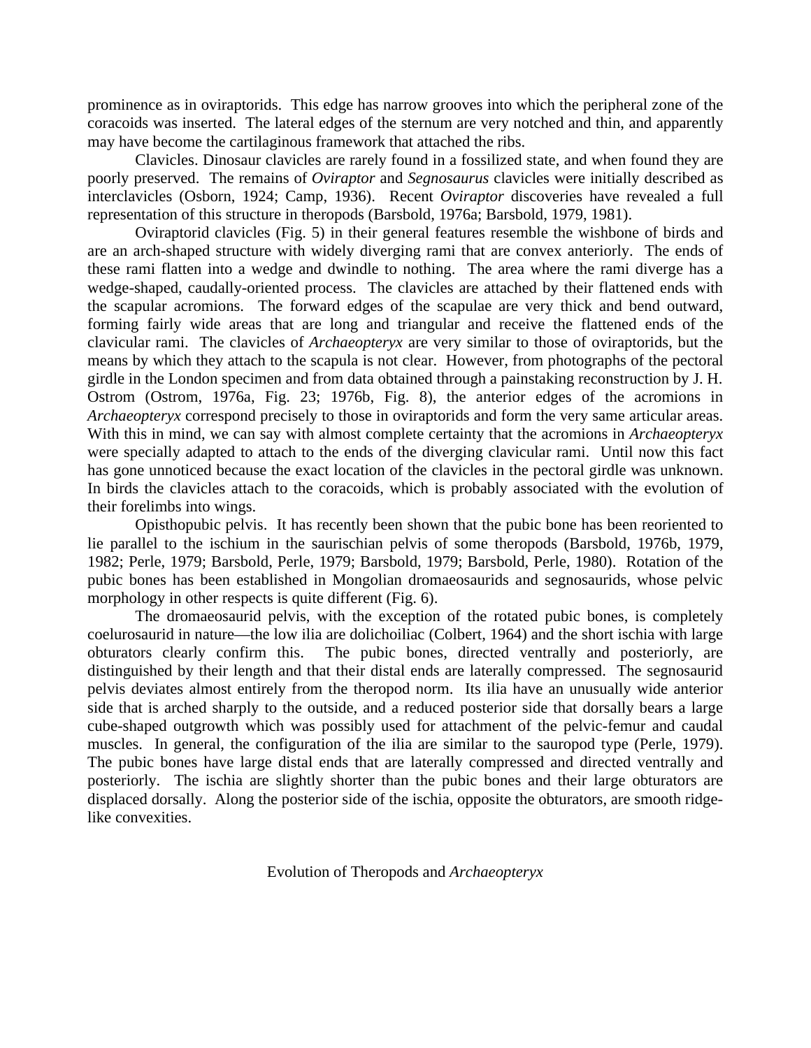prominence as in oviraptorids. This edge has narrow grooves into which the peripheral zone of the coracoids was inserted. The lateral edges of the sternum are very notched and thin, and apparently may have become the cartilaginous framework that attached the ribs.

Clavicles. Dinosaur clavicles are rarely found in a fossilized state, and when found they are poorly preserved. The remains of *Oviraptor* and *Segnosaurus* clavicles were initially described as interclavicles (Osborn, 1924; Camp, 1936). Recent *Oviraptor* discoveries have revealed a full representation of this structure in theropods (Barsbold, 1976a; Barsbold, 1979, 1981).

Oviraptorid clavicles (Fig. 5) in their general features resemble the wishbone of birds and are an arch-shaped structure with widely diverging rami that are convex anteriorly. The ends of these rami flatten into a wedge and dwindle to nothing. The area where the rami diverge has a wedge-shaped, caudally-oriented process. The clavicles are attached by their flattened ends with the scapular acromions. The forward edges of the scapulae are very thick and bend outward, forming fairly wide areas that are long and triangular and receive the flattened ends of the clavicular rami. The clavicles of *Archaeopteryx* are very similar to those of oviraptorids, but the means by which they attach to the scapula is not clear. However, from photographs of the pectoral girdle in the London specimen and from data obtained through a painstaking reconstruction by J. H. Ostrom (Ostrom, 1976a, Fig. 23; 1976b, Fig. 8), the anterior edges of the acromions in *Archaeopteryx* correspond precisely to those in oviraptorids and form the very same articular areas. With this in mind, we can say with almost complete certainty that the acromions in *Archaeopteryx* were specially adapted to attach to the ends of the diverging clavicular rami. Until now this fact has gone unnoticed because the exact location of the clavicles in the pectoral girdle was unknown. In birds the clavicles attach to the coracoids, which is probably associated with the evolution of their forelimbs into wings.

Opisthopubic pelvis. It has recently been shown that the pubic bone has been reoriented to lie parallel to the ischium in the saurischian pelvis of some theropods (Barsbold, 1976b, 1979, 1982; Perle, 1979; Barsbold, Perle, 1979; Barsbold, 1979; Barsbold, Perle, 1980). Rotation of the pubic bones has been established in Mongolian dromaeosaurids and segnosaurids, whose pelvic morphology in other respects is quite different (Fig. 6).

The dromaeosaurid pelvis, with the exception of the rotated pubic bones, is completely coelurosaurid in nature—the low ilia are dolichoiliac (Colbert, 1964) and the short ischia with large obturators clearly confirm this. The pubic bones, directed ventrally and posteriorly, are distinguished by their length and that their distal ends are laterally compressed. The segnosaurid pelvis deviates almost entirely from the theropod norm. Its ilia have an unusually wide anterior side that is arched sharply to the outside, and a reduced posterior side that dorsally bears a large cube-shaped outgrowth which was possibly used for attachment of the pelvic-femur and caudal muscles. In general, the configuration of the ilia are similar to the sauropod type (Perle, 1979). The pubic bones have large distal ends that are laterally compressed and directed ventrally and posteriorly. The ischia are slightly shorter than the pubic bones and their large obturators are displaced dorsally. Along the posterior side of the ischia, opposite the obturators, are smooth ridge-like convexities.

## Evolution of Theropods and *Archaeopteryx*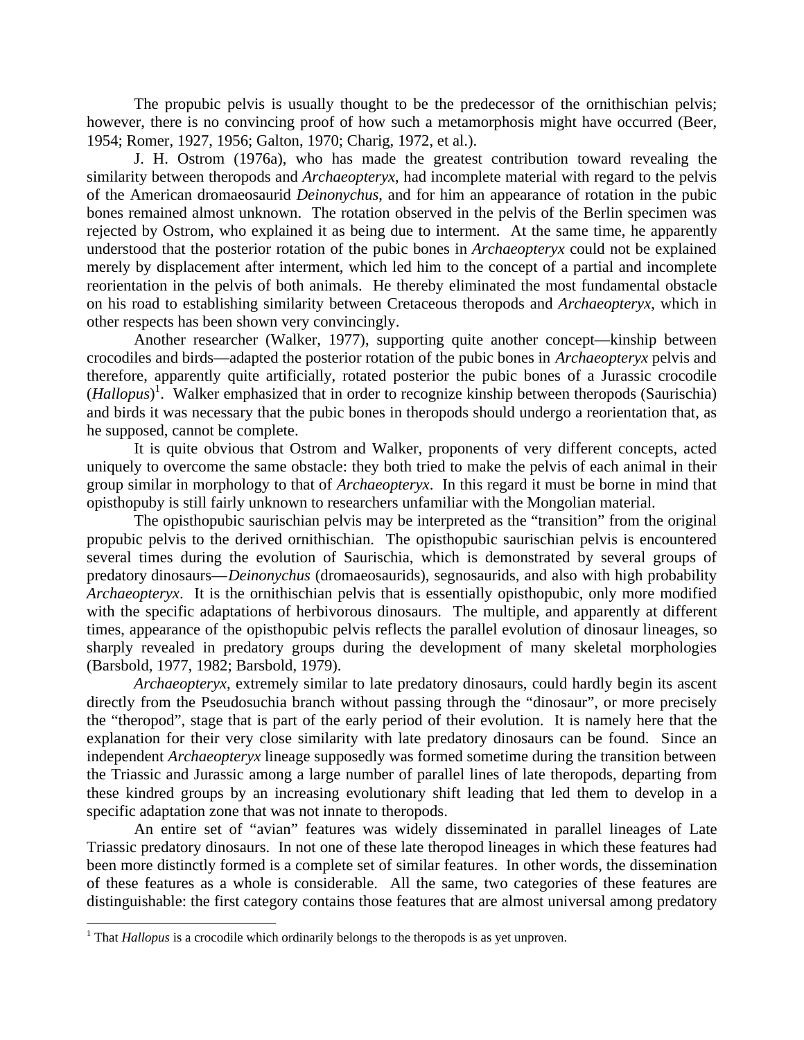The propubic pelvis is usually thought to be the predecessor of the ornithischian pelvis; however, there is no convincing proof of how such a metamorphosis might have occurred (Beer, 1954; Romer, 1927, 1956; Galton, 1970; Charig, 1972, et al.).

J. H. Ostrom (1976a), who has made the greatest contribution toward revealing the similarity between theropods and *Archaeopteryx*, had incomplete material with regard to the pelvis of the American dromaeosaurid *Deinonychus*, and for him an appearance of rotation in the pubic bones remained almost unknown. The rotation observed in the pelvis of the Berlin specimen was rejected by Ostrom, who explained it as being due to interment. At the same time, he apparently understood that the posterior rotation of the pubic bones in *Archaeopteryx* could not be explained merely by displacement after interment, which led him to the concept of a partial and incomplete reorientation in the pelvis of both animals. He thereby eliminated the most fundamental obstacle on his road to establishing similarity between Cretaceous theropods and *Archaeopteryx*, which in other respects has been shown very convincingly.

Another researcher (Walker, 1977), supporting quite another concept—kinship between crocodiles and birds—adapted the posterior rotation of the pubic bones in *Archaeopteryx* pelvis and therefore, apparently quite artificially, rotated posterior the pubic bones of a Jurassic crocodile (*Hallopus*)[1]. Walker emphasized that in order to recognize kinship between theropods (Saurischia) and birds it was necessary that the pubic bones in theropods should undergo a reorientation that, as he supposed, cannot be complete.

It is quite obvious that Ostrom and Walker, proponents of very different concepts, acted uniquely to overcome the same obstacle: they both tried to make the pelvis of each animal in their group similar in morphology to that of *Archaeopteryx*. In this regard it must be borne in mind that opisthopuby is still fairly unknown to researchers unfamiliar with the Mongolian material.

The opisthopubic saurischian pelvis may be interpreted as the "transition" from the original propubic pelvis to the derived ornithischian. The opisthopubic saurischian pelvis is encountered several times during the evolution of Saurischia, which is demonstrated by several groups of predatory dinosaurs—*Deinonychus* (dromaeosaurids), segnosaurids, and also with high probability *Archaeopteryx*. It is the ornithischian pelvis that is essentially opisthopubic, only more modified with the specific adaptations of herbivorous dinosaurs. The multiple, and apparently at different times, appearance of the opisthopubic pelvis reflects the parallel evolution of dinosaur lineages, so sharply revealed in predatory groups during the development of many skeletal morphologies (Barsbold, 1977, 1982; Barsbold, 1979).

*Archaeopteryx*, extremely similar to late predatory dinosaurs, could hardly begin its ascent directly from the Pseudosuchia branch without passing through the "dinosaur", or more precisely the "theropod", stage that is part of the early period of their evolution. It is namely here that the explanation for their very close similarity with late predatory dinosaurs can be found. Since an independent *Archaeopteryx* lineage supposedly was formed sometime during the transition between the Triassic and Jurassic among a large number of parallel lines of late theropods, departing from these kindred groups by an increasing evolutionary shift leading that led them to develop in a specific adaptation zone that was not innate to theropods.

An entire set of "avian" features was widely disseminated in parallel lineages of Late Triassic predatory dinosaurs. In not one of these late theropod lineages in which these features had been more distinctly formed is a complete set of similar features. In other words, the dissemination of these features as a whole is considerable. All the same, two categories of these features are distinguishable: the first category contains those features that are almost universal among predatory

[1] That *Hallopus* is a crocodile which ordinarily belongs to the theropods is as yet unproven.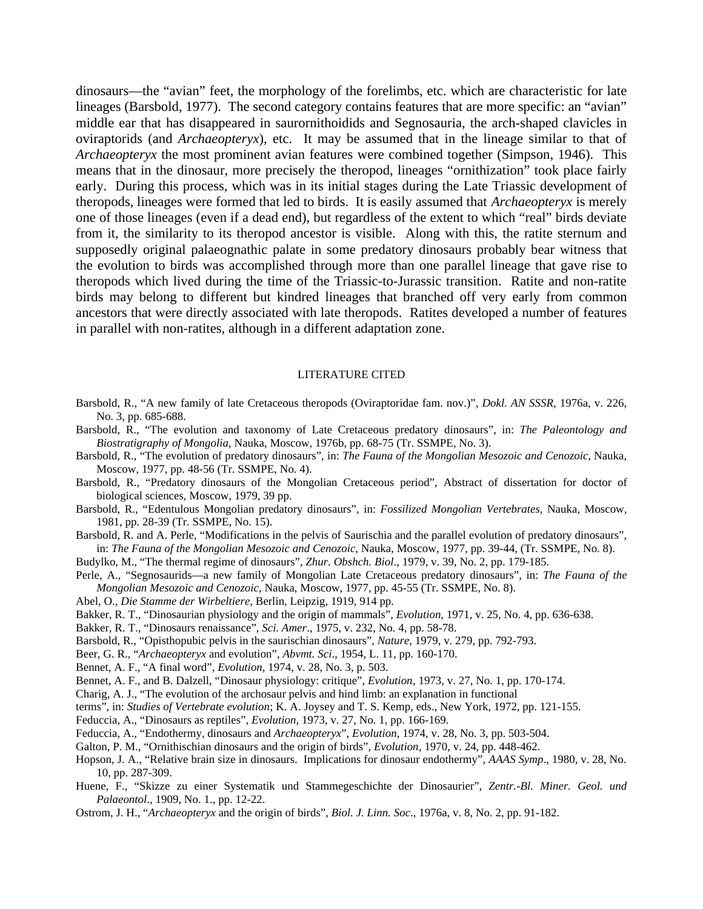dinosaurs—the "avian" feet, the morphology of the forelimbs, etc. which are characteristic for late lineages (Barsbold, 1977). The second category contains features that are more specific: an "avian" middle ear that has disappeared in saurornithoidids and Segnosauria, the arch-shaped clavicles in oviraptorids (and *Archaeopteryx*), etc. It may be assumed that in the lineage similar to that of *Archaeopteryx* the most prominent avian features were combined together (Simpson, 1946). This means that in the dinosaur, more precisely the theropod, lineages "ornithization" took place fairly early. During this process, which was in its initial stages during the Late Triassic development of theropods, lineages were formed that led to birds. It is easily assumed that *Archaeopteryx* is merely one of those lineages (even if a dead end), but regardless of the extent to which "real" birds deviate from it, the similarity to its theropod ancestor is visible. Along with this, the ratite sternum and supposedly original palaeognathic palate in some predatory dinosaurs probably bear witness that the evolution to birds was accomplished through more than one parallel lineage that gave rise to theropods which lived during the time of the Triassic-to-Jurassic transition. Ratite and non-ratite birds may belong to different but kindred lineages that branched off very early from common ancestors that were directly associated with late theropods. Ratites developed a number of features in parallel with non-ratites, although in a different adaptation zone.

## LITERATURE CITED

Barsbold, R., "A new family of late Cretaceous theropods (Oviraptoridae fam. nov.)", *Dokl. AN SSSR*, 1976a, v. 226, No. 3, pp. 685-688.

Barsbold, R., "The evolution and taxonomy of Late Cretaceous predatory dinosaurs", in: *The Paleontology and Biostratigraphy of Mongolia*, Nauka, Moscow, 1976b, pp. 68-75 (Tr. SSMPE, No. 3).

Barsbold, R., "The evolution of predatory dinosaurs", in: *The Fauna of the Mongolian Mesozoic and Cenozoic*, Nauka, Moscow, 1977, pp. 48-56 (Tr. SSMPE, No. 4).

Barsbold, R., "Predatory dinosaurs of the Mongolian Cretaceous period", Abstract of dissertation for doctor of biological sciences, Moscow, 1979, 39 pp.

Barsbold, R., "Edentulous Mongolian predatory dinosaurs", in: *Fossilized Mongolian Vertebrates*, Nauka, Moscow, 1981, pp. 28-39 (Tr. SSMPE, No. 15).

Barsbold, R. and A. Perle, "Modifications in the pelvis of Saurischia and the parallel evolution of predatory dinosaurs", in: *The Fauna of the Mongolian Mesozoic and Cenozoic*, Nauka, Moscow, 1977, pp. 39-44, (Tr. SSMPE, No. 8).

Budylko, M., "The thermal regime of dinosaurs", *Zhur. Obshch. Biol*., 1979, v. 39, No. 2, pp. 179-185.

Perle, A., "Segnosaurids—a new family of Mongolian Late Cretaceous predatory dinosaurs", in: *The Fauna of the Mongolian Mesozoic and Cenozoic*, Nauka, Moscow, 1977, pp. 45-55 (Tr. SSMPE, No. 8).

Abel, O., *Die Stamme der Wirbeltiere*, Berlin, Leipzig, 1919, 914 pp.

Bakker, R. T., "Dinosaurian physiology and the origin of mammals", *Evolution*, 1971, v. 25, No. 4, pp. 636-638.

Bakker, R. T., "Dinosaurs renaissance", *Sci. Amer*., 1975, v. 232, No. 4, pp. 58-78.

Barsbold, R., "Opisthopubic pelvis in the saurischian dinosaurs", *Nature*, 1979, v. 279, pp. 792-793.

Beer, G. R., "*Archaeopteryx* and evolution", *Abvmt. Sci*., 1954, L. 11, pp. 160-170.

Bennet, A. F., "A final word", *Evolution*, 1974, v. 28, No. 3, p. 503.

Bennet, A. F., and B. Dalzell, "Dinosaur physiology: critique", *Evolution*, 1973, v. 27, No. 1, pp. 170-174.

Charig, A. J., "The evolution of the archosaur pelvis and hind limb: an explanation in functional terms", in: *Studies of Vertebrate evolution*; K. A. Joysey and T. S. Kemp, eds., New York, 1972, pp. 121-155.

Feduccia, A., "Dinosaurs as reptiles", *Evolution*, 1973, v. 27, No. 1, pp. 166-169.

Feduccia, A., "Endothermy, dinosaurs and *Archaeopteryx*", *Evolution*, 1974, v. 28, No. 3, pp. 503-504.

Galton, P. M., "Ornithischian dinosaurs and the origin of birds", *Evolution*, 1970, v. 24, pp. 448-462.

Hopson, J. A., "Relative brain size in dinosaurs. Implications for dinosaur endothermy", *AAAS Symp*., 1980, v. 28, No. 10, pp. 287-309.

Huene, F., "Skizze zu einer Systematik und Stammegeschichte der Dinosaurier", *Zentr.-Bl. Miner. Geol. und Palaeontol*., 1909, No. 1., pp. 12-22.

Ostrom, J. H., "*Archaeopteryx* and the origin of birds", *Biol. J. Linn. Soc*., 1976a, v. 8, No. 2, pp. 91-182.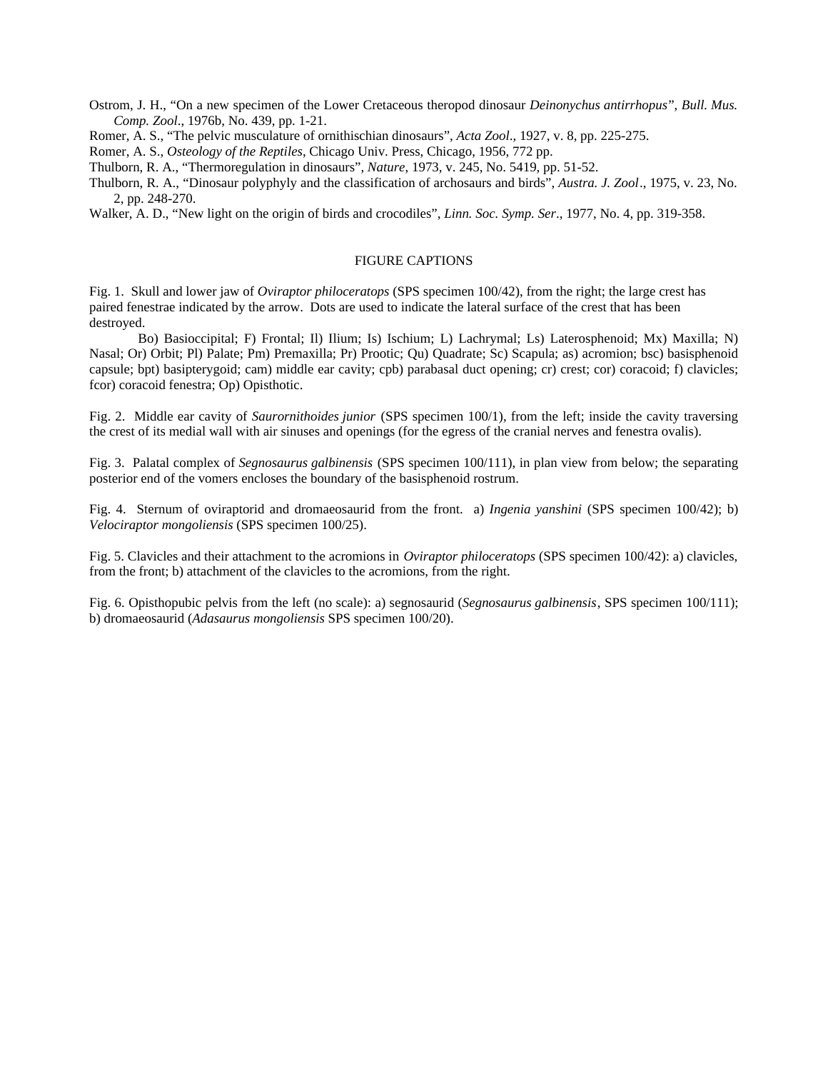Ostrom, J. H., "On a new specimen of the Lower Cretaceous theropod dinosaur *Deinonychus antirrhopus*", *Bull. Mus. Comp. Zool*., 1976b, No. 439, pp. 1-21.

Romer, A. S., "The pelvic musculature of ornithischian dinosaurs", *Acta Zool*., 1927, v. 8, pp. 225-275.

Romer, A. S., *Osteology of the Reptiles*, Chicago Univ. Press, Chicago, 1956, 772 pp.

Thulborn, R. A., "Thermoregulation in dinosaurs", *Nature*, 1973, v. 245, No. 5419, pp. 51-52.

Thulborn, R. A., "Dinosaur polyphyly and the classification of archosaurs and birds", *Austra. J. Zool*., 1975, v. 23, No. 2, pp. 248-270.

Walker, A. D., "New light on the origin of birds and crocodiles", *Linn. Soc. Symp. Ser*., 1977, No. 4, pp. 319-358.

## FIGURE CAPTIONS

Fig. 1. Skull and lower jaw of *Oviraptor philoceratops* (SPS specimen 100/42), from the right; the large crest has paired fenestrae indicated by the arrow. Dots are used to indicate the lateral surface of the crest that has been destroyed.

Bo) Basioccipital; F) Frontal; Il) Ilium; Is) Ischium; L) Lachrymal; Ls) Laterosphenoid; Mx) Maxilla; N) Nasal; Or) Orbit; Pl) Palate; Pm) Premaxilla; Pr) Prootic; Qu) Quadrate; Sc) Scapula; as) acromion; bsc) basisphenoid capsule; bpt) basipterygoid; cam) middle ear cavity; cpb) parabasal duct opening; cr) crest; cor) coracoid; f) clavicles; fcor) coracoid fenestra; Op) Opisthotic.

Fig. 2. Middle ear cavity of *Saurornithoides junior* (SPS specimen 100/1), from the left; inside the cavity traversing the crest of its medial wall with air sinuses and openings (for the egress of the cranial nerves and fenestra ovalis).

Fig. 3. Palatal complex of *Segnosaurus galbinensis* (SPS specimen 100/111), in plan view from below; the separating posterior end of the vomers encloses the boundary of the basisphenoid rostrum.

Fig. 4. Sternum of oviraptorid and dromaeosaurid from the front. a) *Ingenia yanshini* (SPS specimen 100/42); b) *Velociraptor mongoliensis* (SPS specimen 100/25).

Fig. 5. Clavicles and their attachment to the acromions in *Oviraptor philoceratops* (SPS specimen 100/42): a) clavicles, from the front; b) attachment of the clavicles to the acromions, from the right.

Fig. 6. Opisthopubic pelvis from the left (no scale): a) segnosaurid (*Segnosaurus galbinensis*, SPS specimen 100/111); b) dromaeosaurid (*Adasaurus mongoliensis* SPS specimen 100/20).